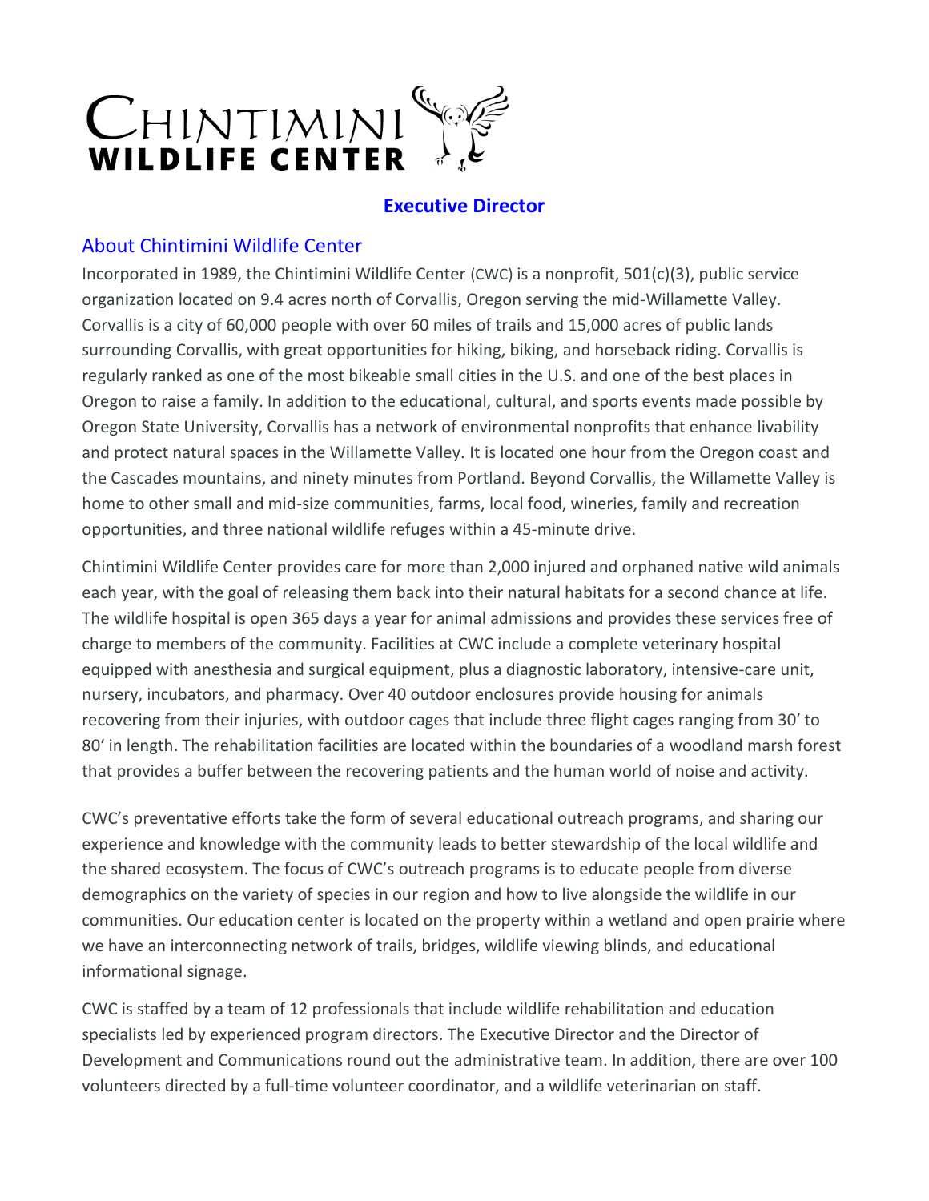# Chintimini Wildlife Center

## Executive Director

### About Chintimini Wildlife Center

Incorporated in 1989, the Chintimini Wildlife Center (CWC) is a nonprofit, 501(c)(3), public service organization located on 9.4 acres north of Corvallis, Oregon serving the mid-Willamette Valley. Corvallis is a city of 60,000 people with over 60 miles of trails and 15,000 acres of public lands surrounding Corvallis, with great opportunities for hiking, biking, and horseback riding. Corvallis is regularly ranked as one of the most bikeable small cities in the U.S. and one of the best places in Oregon to raise a family. In addition to the educational, cultural, and sports events made possible by Oregon State University, Corvallis has a network of environmental nonprofits that enhance livability and protect natural spaces in the Willamette Valley. It is located one hour from the Oregon coast and the Cascades mountains, and ninety minutes from Portland. Beyond Corvallis, the Willamette Valley is home to other small and mid-size communities, farms, local food, wineries, family and recreation opportunities, and three national wildlife refuges within a 45-minute drive.

Chintimini Wildlife Center provides care for more than 2,000 injured and orphaned native wild animals each year, with the goal of releasing them back into their natural habitats for a second chance at life. The wildlife hospital is open 365 days a year for animal admissions and provides these services free of charge to members of the community. Facilities at CWC include a complete veterinary hospital equipped with anesthesia and surgical equipment, plus a diagnostic laboratory, intensive-care unit, nursery, incubators, and pharmacy. Over 40 outdoor enclosures provide housing for animals recovering from their injuries, with outdoor cages that include three flight cages ranging from 30' to 80' in length. The rehabilitation facilities are located within the boundaries of a woodland marsh forest that provides a buffer between the recovering patients and the human world of noise and activity.

CWC's preventative efforts take the form of several educational outreach programs, and sharing our experience and knowledge with the community leads to better stewardship of the local wildlife and the shared ecosystem. The focus of CWC's outreach programs is to educate people from diverse demographics on the variety of species in our region and how to live alongside the wildlife in our communities. Our education center is located on the property within a wetland and open prairie where we have an interconnecting network of trails, bridges, wildlife viewing blinds, and educational informational signage.

CWC is staffed by a team of 12 professionals that include wildlife rehabilitation and education specialists led by experienced program directors. The Executive Director and the Director of Development and Communications round out the administrative team. In addition, there are over 100 volunteers directed by a full-time volunteer coordinator, and a wildlife veterinarian on staff.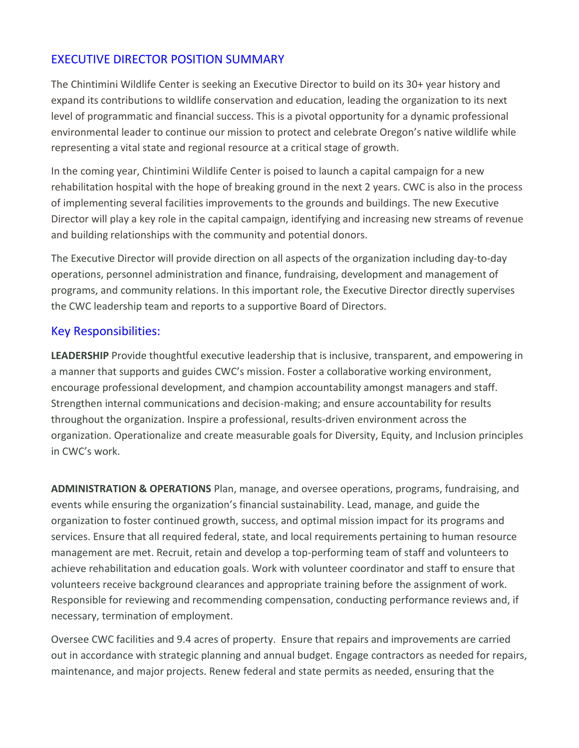## EXECUTIVE DIRECTOR POSITION SUMMARY

The Chintimini Wildlife Center is seeking an Executive Director to build on its 30+ year history and expand its contributions to wildlife conservation and education, leading the organization to its next level of programmatic and financial success. This is a pivotal opportunity for a dynamic professional environmental leader to continue our mission to protect and celebrate Oregon's native wildlife while representing a vital state and regional resource at a critical stage of growth.

In the coming year, Chintimini Wildlife Center is poised to launch a capital campaign for a new rehabilitation hospital with the hope of breaking ground in the next 2 years. CWC is also in the process of implementing several facilities improvements to the grounds and buildings. The new Executive Director will play a key role in the capital campaign, identifying and increasing new streams of revenue and building relationships with the community and potential donors.

The Executive Director will provide direction on all aspects of the organization including day-to-day operations, personnel administration and finance, fundraising, development and management of programs, and community relations. In this important role, the Executive Director directly supervises the CWC leadership team and reports to a supportive Board of Directors.

## Key Responsibilities:

**LEADERSHIP** Provide thoughtful executive leadership that is inclusive, transparent, and empowering in a manner that supports and guides CWC's mission. Foster a collaborative working environment, encourage professional development, and champion accountability amongst managers and staff. Strengthen internal communications and decision-making; and ensure accountability for results throughout the organization. Inspire a professional, results-driven environment across the organization. Operationalize and create measurable goals for Diversity, Equity, and Inclusion principles in CWC's work.

**ADMINISTRATION & OPERATIONS** Plan, manage, and oversee operations, programs, fundraising, and events while ensuring the organization's financial sustainability. Lead, manage, and guide the organization to foster continued growth, success, and optimal mission impact for its programs and services. Ensure that all required federal, state, and local requirements pertaining to human resource management are met. Recruit, retain and develop a top-performing team of staff and volunteers to achieve rehabilitation and education goals. Work with volunteer coordinator and staff to ensure that volunteers receive background clearances and appropriate training before the assignment of work. Responsible for reviewing and recommending compensation, conducting performance reviews and, if necessary, termination of employment.

Oversee CWC facilities and 9.4 acres of property. Ensure that repairs and improvements are carried out in accordance with strategic planning and annual budget. Engage contractors as needed for repairs, maintenance, and major projects. Renew federal and state permits as needed, ensuring that the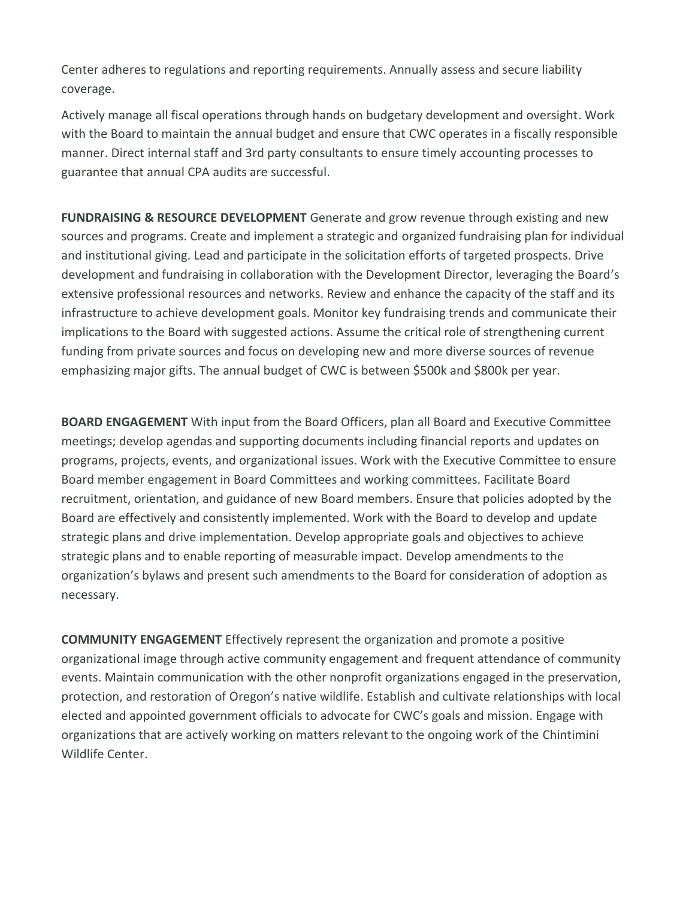Center adheres to regulations and reporting requirements. Annually assess and secure liability coverage.

Actively manage all fiscal operations through hands on budgetary development and oversight. Work with the Board to maintain the annual budget and ensure that CWC operates in a fiscally responsible manner. Direct internal staff and 3rd party consultants to ensure timely accounting processes to guarantee that annual CPA audits are successful.

**FUNDRAISING & RESOURCE DEVELOPMENT** Generate and grow revenue through existing and new sources and programs. Create and implement a strategic and organized fundraising plan for individual and institutional giving. Lead and participate in the solicitation efforts of targeted prospects. Drive development and fundraising in collaboration with the Development Director, leveraging the Board's extensive professional resources and networks. Review and enhance the capacity of the staff and its infrastructure to achieve development goals. Monitor key fundraising trends and communicate their implications to the Board with suggested actions. Assume the critical role of strengthening current funding from private sources and focus on developing new and more diverse sources of revenue emphasizing major gifts. The annual budget of CWC is between $500k and $800k per year.

**BOARD ENGAGEMENT** With input from the Board Officers, plan all Board and Executive Committee meetings; develop agendas and supporting documents including financial reports and updates on programs, projects, events, and organizational issues. Work with the Executive Committee to ensure Board member engagement in Board Committees and working committees. Facilitate Board recruitment, orientation, and guidance of new Board members. Ensure that policies adopted by the Board are effectively and consistently implemented. Work with the Board to develop and update strategic plans and drive implementation. Develop appropriate goals and objectives to achieve strategic plans and to enable reporting of measurable impact. Develop amendments to the organization's bylaws and present such amendments to the Board for consideration of adoption as necessary.

**COMMUNITY ENGAGEMENT** Effectively represent the organization and promote a positive organizational image through active community engagement and frequent attendance of community events. Maintain communication with the other nonprofit organizations engaged in the preservation, protection, and restoration of Oregon's native wildlife. Establish and cultivate relationships with local elected and appointed government officials to advocate for CWC's goals and mission. Engage with organizations that are actively working on matters relevant to the ongoing work of the Chintimini Wildlife Center.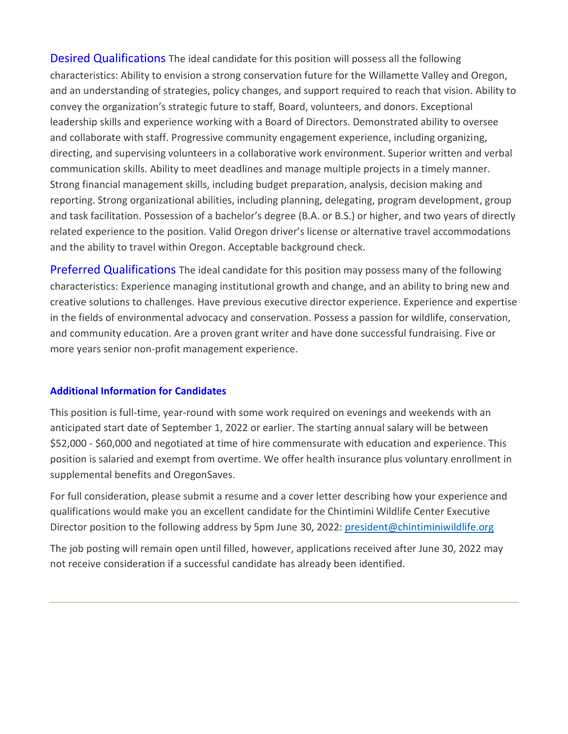**Desired Qualifications** The ideal candidate for this position will possess all the following characteristics: Ability to envision a strong conservation future for the Willamette Valley and Oregon, and an understanding of strategies, policy changes, and support required to reach that vision. Ability to convey the organization's strategic future to staff, Board, volunteers, and donors. Exceptional leadership skills and experience working with a Board of Directors. Demonstrated ability to oversee and collaborate with staff. Progressive community engagement experience, including organizing, directing, and supervising volunteers in a collaborative work environment. Superior written and verbal communication skills. Ability to meet deadlines and manage multiple projects in a timely manner. Strong financial management skills, including budget preparation, analysis, decision making and reporting. Strong organizational abilities, including planning, delegating, program development, group and task facilitation. Possession of a bachelor's degree (B.A. or B.S.) or higher, and two years of directly related experience to the position. Valid Oregon driver's license or alternative travel accommodations and the ability to travel within Oregon. Acceptable background check.

**Preferred Qualifications** The ideal candidate for this position may possess many of the following characteristics: Experience managing institutional growth and change, and an ability to bring new and creative solutions to challenges. Have previous executive director experience. Experience and expertise in the fields of environmental advocacy and conservation. Possess a passion for wildlife, conservation, and community education. Are a proven grant writer and have done successful fundraising. Five or more years senior non-profit management experience.

### Additional Information for Candidates

This position is full-time, year-round with some work required on evenings and weekends with an anticipated start date of September 1, 2022 or earlier. The starting annual salary will be between $52,000 - $60,000 and negotiated at time of hire commensurate with education and experience. This position is salaried and exempt from overtime. We offer health insurance plus voluntary enrollment in supplemental benefits and OregonSaves.

For full consideration, please submit a resume and a cover letter describing how your experience and qualifications would make you an excellent candidate for the Chintimini Wildlife Center Executive Director position to the following address by 5pm June 30, 2022: president@chintiminiwildlife.org

The job posting will remain open until filled, however, applications received after June 30, 2022 may not receive consideration if a successful candidate has already been identified.